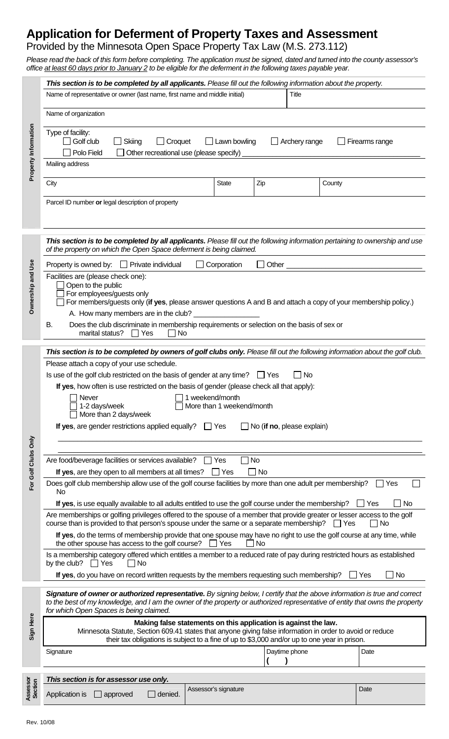# Application for Deferment of Property Taxes and Assessment

Provided by the Minnesota Open Space Property Tax Law (M.S. 273.112)

*Please read the back of this form before completing. The application must be signed, dated and turned into the county assessor's office at least 60 days prior to January 2 to be eligible for the deferment in the following taxes payable year.*

## Property Information

***This section is to be completed by all applicants.*** *Please fill out the following information about the property.*

Name of representative or owner (last name, first name and middle initial) | Title

Name of organization

Type of facility:
- ☐ Golf club ☐ Skiing ☐ Croquet ☐ Lawn bowling ☐ Archery range ☐ Firearms range
- ☐ Polo Field ☐ Other recreational use (please specify) ____________

Mailing address

City | State | Zip | County

Parcel ID number **or** legal description of property

## Ownership and Use

***This section is to be completed by all applicants.*** *Please fill out the following information pertaining to ownership and use of the property on which the Open Space deferment is being claimed.*

Property is owned by: ☐ Private individual ☐ Corporation ☐ Other ____________

Facilities are (please check one):
- ☐ Open to the public
- ☐ For employees/guests only
- ☐ For members/guests only (**if yes**, please answer questions A and B and attach a copy of your membership policy.)

A. How many members are in the club? ____________

B. Does the club discriminate in membership requirements or selection on the basis of sex or marital status? ☐ Yes ☐ No

## For Golf Clubs Only

***This section is to be completed by owners of golf clubs only.*** *Please fill out the following information about the golf club.*

Please attach a copy of your use schedule.

Is use of the golf club restricted on the basis of gender at any time? ☐ Yes ☐ No

**If yes**, how often is use restricted on the basis of gender (please check all that apply):
- ☐ Never
- ☐ 1-2 days/week
- ☐ More than 2 days/week
- ☐ 1 weekend/month
- ☐ More than 1 weekend/month

**If yes**, are gender restrictions applied equally? ☐ Yes ☐ No (**if no**, please explain)

____________

____________

Are food/beverage facilities or services available? ☐ Yes ☐ No

**If yes**, are they open to all members at all times? ☐ Yes ☐ No

Does golf club membership allow use of the golf course facilities by more than one adult per membership? ☐ Yes ☐ No

**If yes**, is use equally available to all adults entitled to use the golf course under the membership? ☐ Yes ☐ No

Are memberships or golfing privileges offered to the spouse of a member that provide greater or lesser access to the golf course than is provided to that person's spouse under the same or a separate membership? ☐ Yes ☐ No

**If yes**, do the terms of membership provide that one spouse may have no right to use the golf course at any time, while the other spouse has access to the golf course? ☐ Yes ☐ No

Is a membership category offered which entitles a member to a reduced rate of pay during restricted hours as established by the club? ☐ Yes ☐ No

**If yes**, do you have on record written requests by the members requesting such membership? ☐ Yes ☐ No

## Sign Here

***Signature of owner or authorized representative.*** *By signing below, I certify that the above information is true and correct to the best of my knowledge, and I am the owner of the property or authorized representative of entity that owns the property for which Open Spaces is being claimed.*

**Making false statements on this application is against the law.**
Minnesota Statute, Section 609.41 states that anyone giving false information in order to avoid or reduce their tax obligations is subject to a fine of up to $3,000 and/or up to one year in prison.

Signature | Daytime phone ( ) | Date

## Assessor Section

***This section is for assessor use only.***

Application is ☐ approved ☐ denied. | Assessor's signature | Date

Rev. 10/08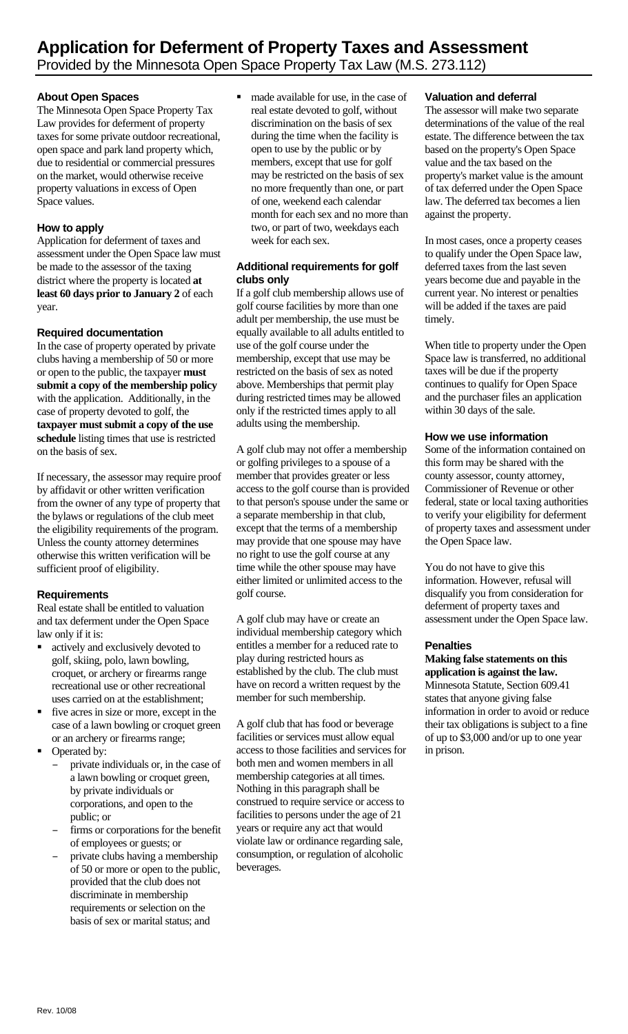# Application for Deferment of Property Taxes and Assessment

Provided by the Minnesota Open Space Property Tax Law (M.S. 273.112)

### About Open Spaces

The Minnesota Open Space Property Tax Law provides for deferment of property taxes for some private outdoor recreational, open space and park land property which, due to residential or commercial pressures on the market, would otherwise receive property valuations in excess of Open Space values.

### How to apply

Application for deferment of taxes and assessment under the Open Space law must be made to the assessor of the taxing district where the property is located **at least 60 days prior to January 2** of each year.

### Required documentation

In the case of property operated by private clubs having a membership of 50 or more or open to the public, the taxpayer **must submit a copy of the membership policy** with the application. Additionally, in the case of property devoted to golf, the **taxpayer must submit a copy of the use schedule** listing times that use is restricted on the basis of sex.

If necessary, the assessor may require proof by affidavit or other written verification from the owner of any type of property that the bylaws or regulations of the club meet the eligibility requirements of the program. Unless the county attorney determines otherwise this written verification will be sufficient proof of eligibility.

### Requirements

Real estate shall be entitled to valuation and tax deferment under the Open Space law only if it is:

- actively and exclusively devoted to golf, skiing, polo, lawn bowling, croquet, or archery or firearms range recreational use or other recreational uses carried on at the establishment;
- five acres in size or more, except in the case of a lawn bowling or croquet green or an archery or firearms range;
- Operated by:
  - private individuals or, in the case of a lawn bowling or croquet green, by private individuals or corporations, and open to the public; or
  - firms or corporations for the benefit of employees or guests; or
  - private clubs having a membership of 50 or more or open to the public, provided that the club does not discriminate in membership requirements or selection on the basis of sex or marital status; and
- made available for use, in the case of real estate devoted to golf, without discrimination on the basis of sex during the time when the facility is open to use by the public or by members, except that use for golf may be restricted on the basis of sex no more frequently than one, or part of one, weekend each calendar month for each sex and no more than two, or part of two, weekdays each week for each sex.

### Additional requirements for golf clubs only

If a golf club membership allows use of golf course facilities by more than one adult per membership, the use must be equally available to all adults entitled to use of the golf course under the membership, except that use may be restricted on the basis of sex as noted above. Memberships that permit play during restricted times may be allowed only if the restricted times apply to all adults using the membership.

A golf club may not offer a membership or golfing privileges to a spouse of a member that provides greater or less access to the golf course than is provided to that person's spouse under the same or a separate membership in that club, except that the terms of a membership may provide that one spouse may have no right to use the golf course at any time while the other spouse may have either limited or unlimited access to the golf course.

A golf club may have or create an individual membership category which entitles a member for a reduced rate to play during restricted hours as established by the club. The club must have on record a written request by the member for such membership.

A golf club that has food or beverage facilities or services must allow equal access to those facilities and services for both men and women members in all membership categories at all times. Nothing in this paragraph shall be construed to require service or access to facilities to persons under the age of 21 years or require any act that would violate law or ordinance regarding sale, consumption, or regulation of alcoholic beverages.

### Valuation and deferral

The assessor will make two separate determinations of the value of the real estate. The difference between the tax based on the property's Open Space value and the tax based on the property's market value is the amount of tax deferred under the Open Space law. The deferred tax becomes a lien against the property.

In most cases, once a property ceases to qualify under the Open Space law, deferred taxes from the last seven years become due and payable in the current year. No interest or penalties will be added if the taxes are paid timely.

When title to property under the Open Space law is transferred, no additional taxes will be due if the property continues to qualify for Open Space and the purchaser files an application within 30 days of the sale.

### How we use information

Some of the information contained on this form may be shared with the county assessor, county attorney, Commissioner of Revenue or other federal, state or local taxing authorities to verify your eligibility for deferment of property taxes and assessment under the Open Space law.

You do not have to give this information. However, refusal will disqualify you from consideration for deferment of property taxes and assessment under the Open Space law.

### Penalties

**Making false statements on this application is against the law.** Minnesota Statute, Section 609.41 states that anyone giving false information in order to avoid or reduce their tax obligations is subject to a fine of up to $3,000 and/or up to one year in prison.

Rev. 10/08